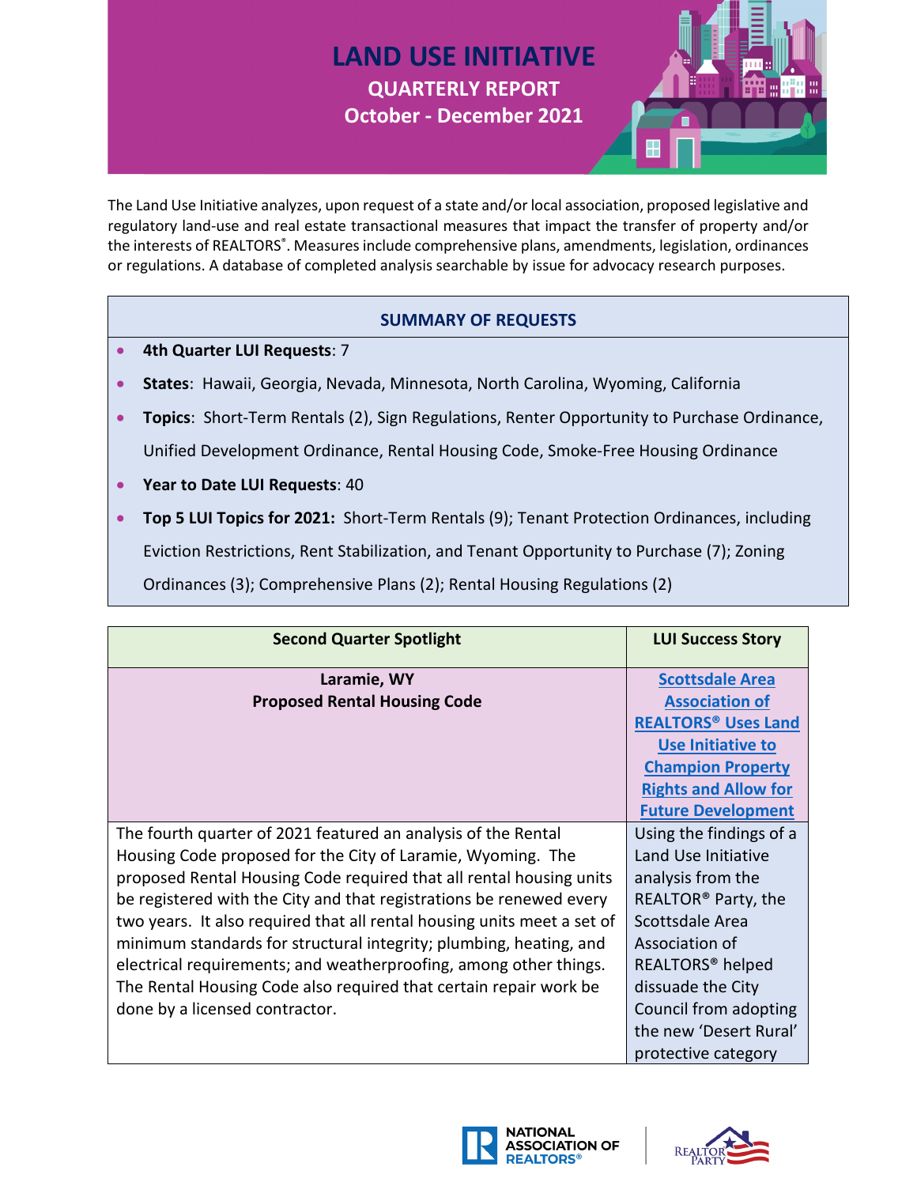# LAND USE INITIATIVE

## QUARTERLY REPORT

## October - December 2021

The Land Use Initiative analyzes, upon request of a state and/or local association, proposed legislative and regulatory land-use and real estate transactional measures that impact the transfer of property and/or the interests of REALTORS®. Measures include comprehensive plans, amendments, legislation, ordinances or regulations. A database of completed analysis searchable by issue for advocacy research purposes.

### SUMMARY OF REQUESTS

- **4th Quarter LUI Requests**: 7
- **States**: Hawaii, Georgia, Nevada, Minnesota, North Carolina, Wyoming, California
- **Topics**: Short-Term Rentals (2), Sign Regulations, Renter Opportunity to Purchase Ordinance, Unified Development Ordinance, Rental Housing Code, Smoke-Free Housing Ordinance
- **Year to Date LUI Requests**: 40
- **Top 5 LUI Topics for 2021:** Short-Term Rentals (9); Tenant Protection Ordinances, including Eviction Restrictions, Rent Stabilization, and Tenant Opportunity to Purchase (7); Zoning Ordinances (3); Comprehensive Plans (2); Rental Housing Regulations (2)

| Second Quarter Spotlight | LUI Success Story |
|---|---|
| **Laramie, WY**<br>**Proposed Rental Housing Code** | **Scottsdale Area Association of REALTORS® Uses Land Use Initiative to Champion Property Rights and Allow for Future Development** |
| The fourth quarter of 2021 featured an analysis of the Rental Housing Code proposed for the City of Laramie, Wyoming. The proposed Rental Housing Code required that all rental housing units be registered with the City and that registrations be renewed every two years. It also required that all rental housing units meet a set of minimum standards for structural integrity; plumbing, heating, and electrical requirements; and weatherproofing, among other things. The Rental Housing Code also required that certain repair work be done by a licensed contractor. | Using the findings of a Land Use Initiative analysis from the REALTOR® Party, the Scottsdale Area Association of REALTORS® helped dissuade the City Council from adopting the new 'Desert Rural' protective category |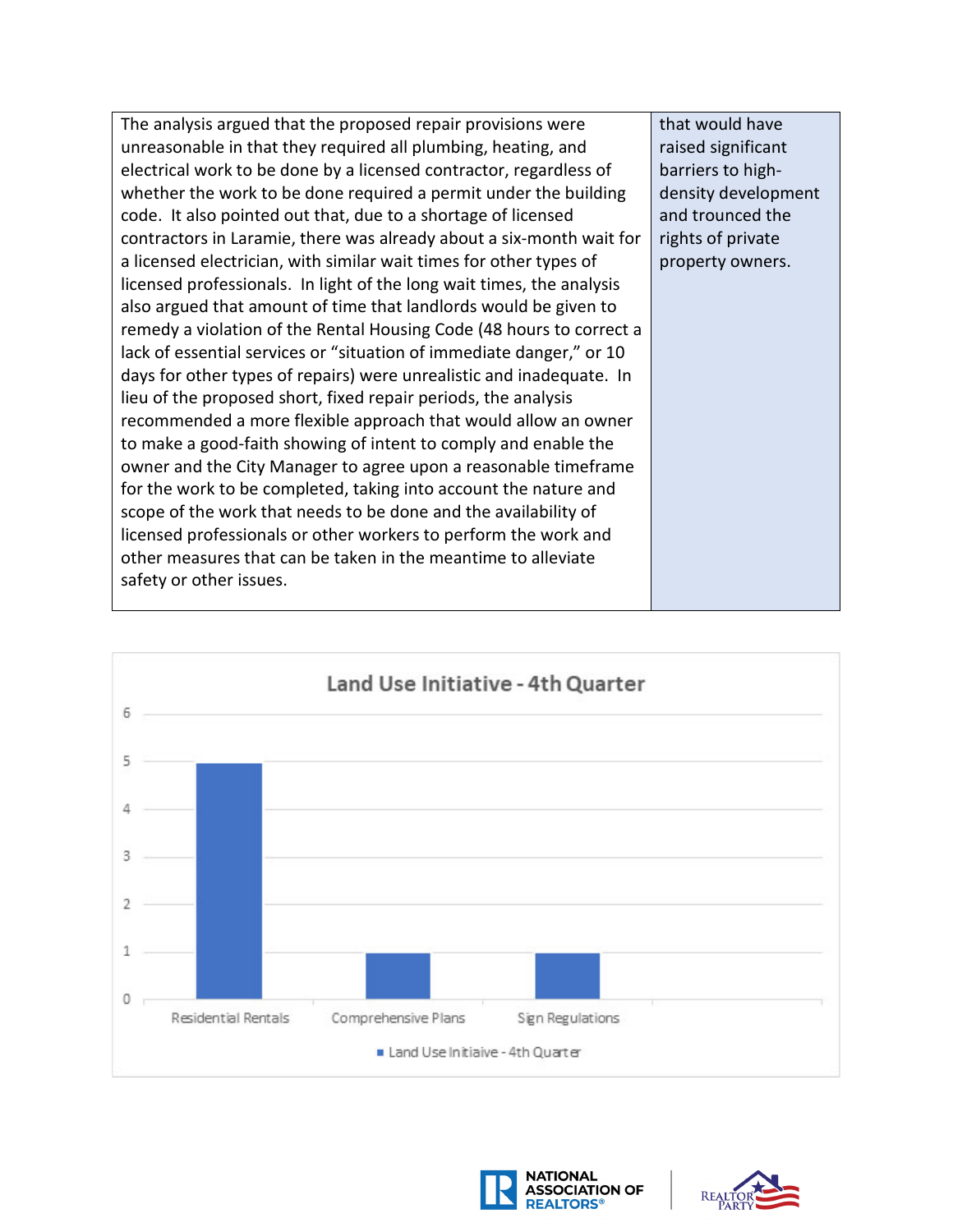| | |
|---|---|
| The analysis argued that the proposed repair provisions were unreasonable in that they required all plumbing, heating, and electrical work to be done by a licensed contractor, regardless of whether the work to be done required a permit under the building code. It also pointed out that, due to a shortage of licensed contractors in Laramie, there was already about a six-month wait for a licensed electrician, with similar wait times for other types of licensed professionals. In light of the long wait times, the analysis also argued that amount of time that landlords would be given to remedy a violation of the Rental Housing Code (48 hours to correct a lack of essential services or "situation of immediate danger," or 10 days for other types of repairs) were unrealistic and inadequate. In lieu of the proposed short, fixed repair periods, the analysis recommended a more flexible approach that would allow an owner to make a good-faith showing of intent to comply and enable the owner and the City Manager to agree upon a reasonable timeframe for the work to be completed, taking into account the nature and scope of the work that needs to be done and the availability of licensed professionals or other workers to perform the work and other measures that can be taken in the meantime to alleviate safety or other issues. | that would have raised significant barriers to high-density development and trounced the rights of private property owners. |

Land Use Initiative - 4th Quarter

6
5
4
3
2
1
0

Residential Rentals
Comprehensive Plans
Sign Regulations

Land Use Initiaive - 4th Quarter